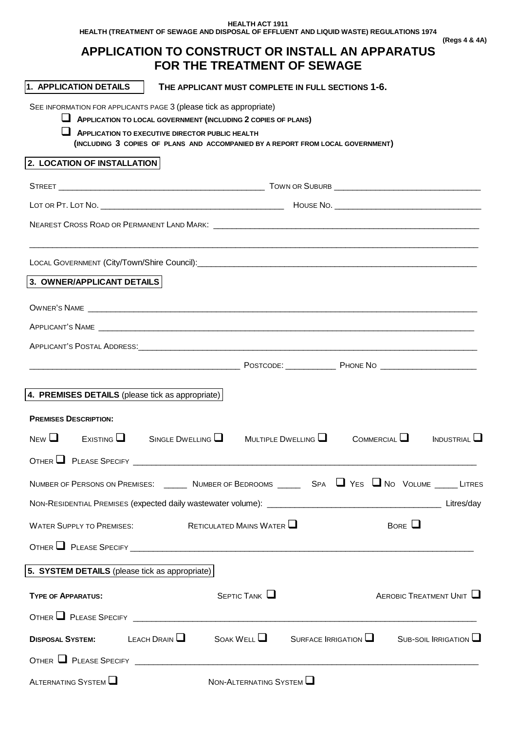HEALTH ACT 1911

HEALTH (TREATMENT OF SEWAGE AND DISPOSAL OF EFFLUENT AND LIQUID WASTE) REGULATIONS 1974

(Regs 4 & 4A)

# APPLICATION TO CONSTRUCT OR INSTALL AN APPARATUS FOR THE TREATMENT OF SEWAGE

## 1. APPLICATION DETAILS

**THE APPLICANT MUST COMPLETE IN FULL SECTIONS 1-6.**

SEE INFORMATION FOR APPLICANTS PAGE 3 (please tick as appropriate)

- ❑ **APPLICATION TO LOCAL GOVERNMENT (INCLUDING 2 COPIES OF PLANS)**
- ❑ **APPLICATION TO EXECUTIVE DIRECTOR PUBLIC HEALTH (INCLUDING 3 COPIES OF PLANS AND ACCOMPANIED BY A REPORT FROM LOCAL GOVERNMENT)**

## 2. LOCATION OF INSTALLATION

STREET ______________________ TOWN OR SUBURB ______________________

LOT OR PT. LOT NO. ______________________ HOUSE NO. ______________________

NEAREST CROSS ROAD OR PERMANENT LAND MARK: ______________________

______________________________________________

LOCAL GOVERNMENT (City/Town/Shire Council):______________________

## 3. OWNER/APPLICANT DETAILS

OWNER'S NAME ______________________

APPLICANT'S NAME ______________________

APPLICANT'S POSTAL ADDRESS:______________________

______________________ POSTCODE: ___________ PHONE NO ______________________

## 4. PREMISES DETAILS (please tick as appropriate)

**PREMISES DESCRIPTION:**

NEW ❑ EXISTING ❑ SINGLE DWELLING ❑ MULTIPLE DWELLING ❑ COMMERCIAL ❑ INDUSTRIAL ❑

OTHER ❑ PLEASE SPECIFY ______________________

NUMBER OF PERSONS ON PREMISES: _____ NUMBER OF BEDROOMS _____ SPA ❑ YES ❑ NO VOLUME _____ LITRES

NON-RESIDENTIAL PREMISES (expected daily wastewater volume): ______________________ Litres/day

WATER SUPPLY TO PREMISES: RETICULATED MAINS WATER ❑ BORE ❑

OTHER ❑ PLEASE SPECIFY ______________________

## 5. SYSTEM DETAILS (please tick as appropriate)

**TYPE OF APPARATUS:** SEPTIC TANK ❑ AEROBIC TREATMENT UNIT ❑

OTHER ❑ PLEASE SPECIFY ______________________

**DISPOSAL SYSTEM:** LEACH DRAIN ❑ SOAK WELL ❑ SURFACE IRRIGATION ❑ SUB-SOIL IRRIGATION ❑

OTHER ❑ PLEASE SPECIFY ______________________

ALTERNATING SYSTEM ❑ NON-ALTERNATING SYSTEM ❑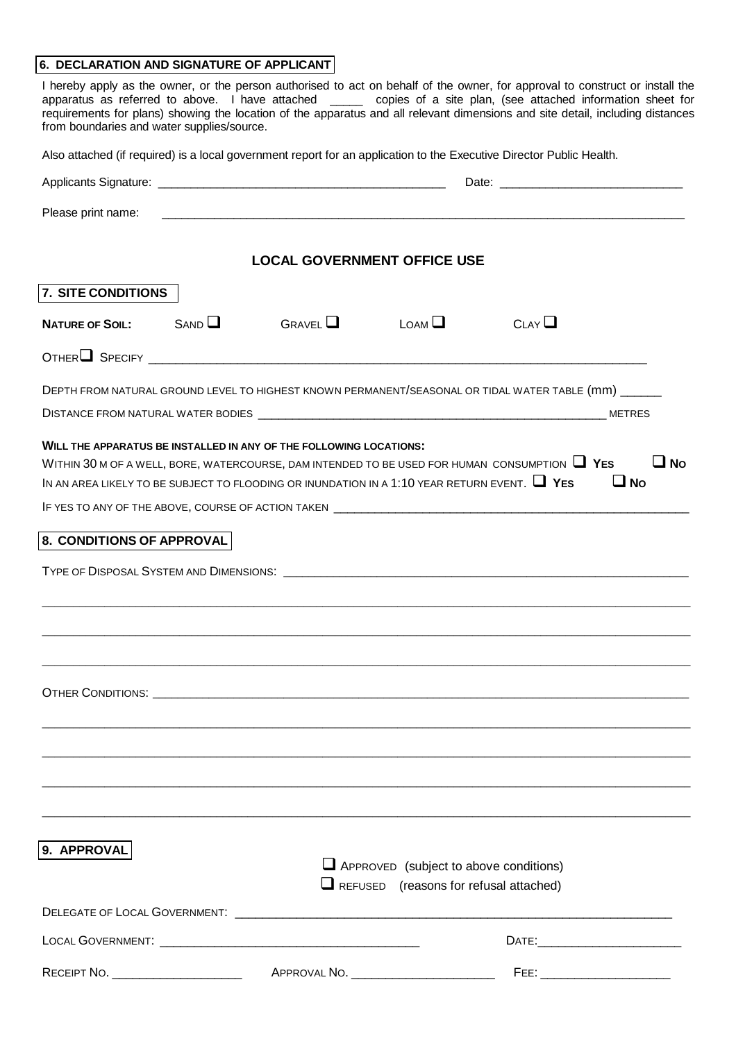## 6. DECLARATION AND SIGNATURE OF APPLICANT

I hereby apply as the owner, or the person authorised to act on behalf of the owner, for approval to construct or install the apparatus as referred to above. I have attached _____ copies of a site plan, (see attached information sheet for requirements for plans) showing the location of the apparatus and all relevant dimensions and site detail, including distances from boundaries and water supplies/source.

Also attached (if required) is a local government report for an application to the Executive Director Public Health.

Applicants Signature: ___________________________________________ Date: ___________________________

Please print name: ___________________________________________________________________________

### LOCAL GOVERNMENT OFFICE USE

## 7. SITE CONDITIONS

**NATURE OF SOIL:** SAND ☐ GRAVEL ☐ LOAM ☐ CLAY ☐

OTHER ☐ SPECIFY ___________________________________________________________________________

DEPTH FROM NATURAL GROUND LEVEL TO HIGHEST KNOWN PERMANENT/SEASONAL OR TIDAL WATER TABLE (mm) ______

DISTANCE FROM NATURAL WATER BODIES _______________________________________________________ METRES

**WILL THE APPARATUS BE INSTALLED IN ANY OF THE FOLLOWING LOCATIONS:**

WITHIN 30 M OF A WELL, BORE, WATERCOURSE, DAM INTENDED TO BE USED FOR HUMAN CONSUMPTION ☐ **YES** ☐ **NO**

IN AN AREA LIKELY TO BE SUBJECT TO FLOODING OR INUNDATION IN A 1:10 YEAR RETURN EVENT. ☐ **YES** ☐ **NO**

IF YES TO ANY OF THE ABOVE, COURSE OF ACTION TAKEN _______________________________________________

## 8. CONDITIONS OF APPROVAL

TYPE OF DISPOSAL SYSTEM AND DIMENSIONS: ______________________________________________________

_____________________________________________________________________________________________

_____________________________________________________________________________________________

_____________________________________________________________________________________________

OTHER CONDITIONS: ___________________________________________________________________________

_____________________________________________________________________________________________

_____________________________________________________________________________________________

_____________________________________________________________________________________________

_____________________________________________________________________________________________

## 9. APPROVAL

☐ APPROVED (subject to above conditions)

☐ REFUSED (reasons for refusal attached)

DELEGATE OF LOCAL GOVERNMENT: ______________________________________________________________

LOCAL GOVERNMENT: ______________________________________ DATE: _____________________

RECEIPT NO. ___________________ APPROVAL NO. _____________________ FEE: ___________________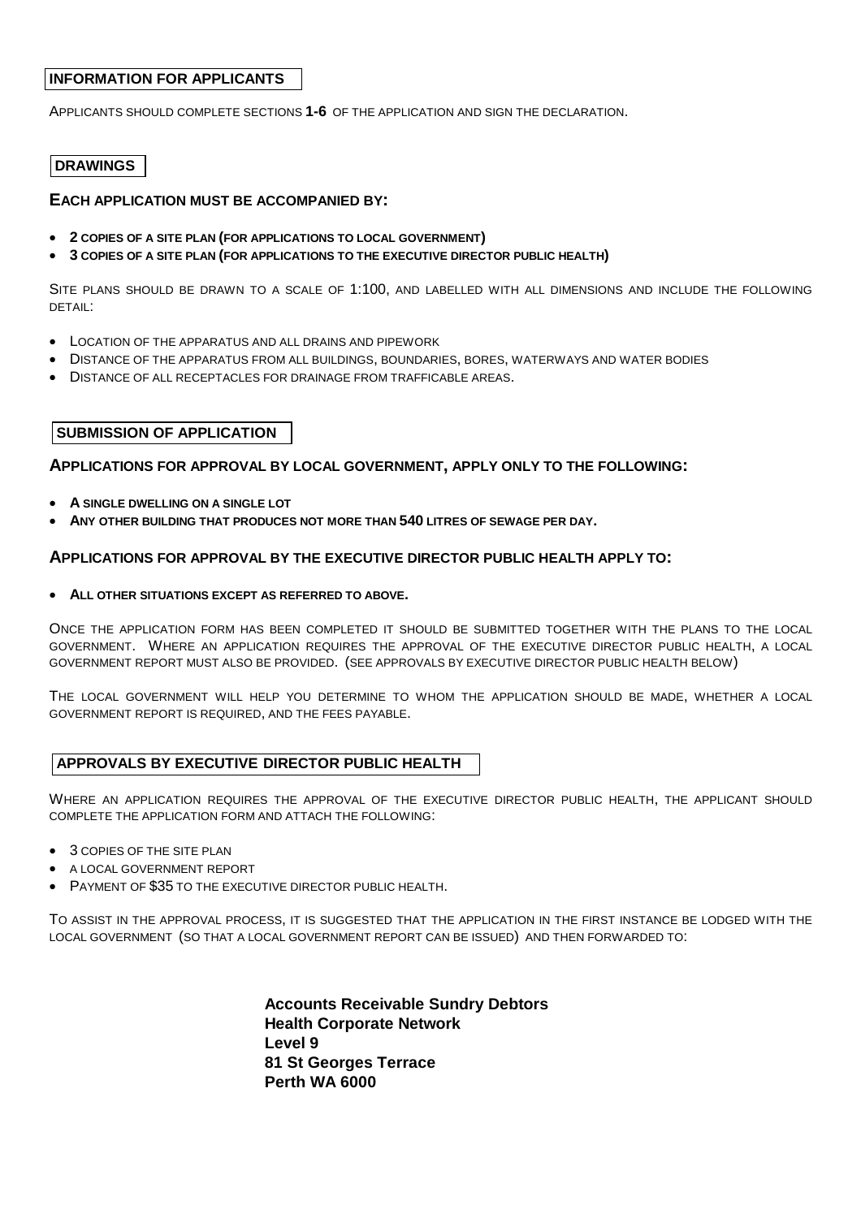## INFORMATION FOR APPLICANTS

APPLICANTS SHOULD COMPLETE SECTIONS **1-6** OF THE APPLICATION AND SIGN THE DECLARATION.

## DRAWINGS

### EACH APPLICATION MUST BE ACCOMPANIED BY:

- **2 COPIES OF A SITE PLAN (FOR APPLICATIONS TO LOCAL GOVERNMENT)**
- **3 COPIES OF A SITE PLAN (FOR APPLICATIONS TO THE EXECUTIVE DIRECTOR PUBLIC HEALTH)**

SITE PLANS SHOULD BE DRAWN TO A SCALE OF 1:100, AND LABELLED WITH ALL DIMENSIONS AND INCLUDE THE FOLLOWING DETAIL:

- LOCATION OF THE APPARATUS AND ALL DRAINS AND PIPEWORK
- DISTANCE OF THE APPARATUS FROM ALL BUILDINGS, BOUNDARIES, BORES, WATERWAYS AND WATER BODIES
- DISTANCE OF ALL RECEPTACLES FOR DRAINAGE FROM TRAFFICABLE AREAS.

## SUBMISSION OF APPLICATION

### APPLICATIONS FOR APPROVAL BY LOCAL GOVERNMENT, APPLY ONLY TO THE FOLLOWING:

- **A SINGLE DWELLING ON A SINGLE LOT**
- **ANY OTHER BUILDING THAT PRODUCES NOT MORE THAN 540 LITRES OF SEWAGE PER DAY.**

### APPLICATIONS FOR APPROVAL BY THE EXECUTIVE DIRECTOR PUBLIC HEALTH APPLY TO:

- **ALL OTHER SITUATIONS EXCEPT AS REFERRED TO ABOVE.**

ONCE THE APPLICATION FORM HAS BEEN COMPLETED IT SHOULD BE SUBMITTED TOGETHER WITH THE PLANS TO THE LOCAL GOVERNMENT. WHERE AN APPLICATION REQUIRES THE APPROVAL OF THE EXECUTIVE DIRECTOR PUBLIC HEALTH, A LOCAL GOVERNMENT REPORT MUST ALSO BE PROVIDED. (SEE APPROVALS BY EXECUTIVE DIRECTOR PUBLIC HEALTH BELOW)

THE LOCAL GOVERNMENT WILL HELP YOU DETERMINE TO WHOM THE APPLICATION SHOULD BE MADE, WHETHER A LOCAL GOVERNMENT REPORT IS REQUIRED, AND THE FEES PAYABLE.

## APPROVALS BY EXECUTIVE DIRECTOR PUBLIC HEALTH

WHERE AN APPLICATION REQUIRES THE APPROVAL OF THE EXECUTIVE DIRECTOR PUBLIC HEALTH, THE APPLICANT SHOULD COMPLETE THE APPLICATION FORM AND ATTACH THE FOLLOWING:

- 3 COPIES OF THE SITE PLAN
- A LOCAL GOVERNMENT REPORT
- PAYMENT OF $35 TO THE EXECUTIVE DIRECTOR PUBLIC HEALTH.

TO ASSIST IN THE APPROVAL PROCESS, IT IS SUGGESTED THAT THE APPLICATION IN THE FIRST INSTANCE BE LODGED WITH THE LOCAL GOVERNMENT (SO THAT A LOCAL GOVERNMENT REPORT CAN BE ISSUED) AND THEN FORWARDED TO:

**Accounts Receivable Sundry Debtors**  
**Health Corporate Network**  
**Level 9**  
**81 St Georges Terrace**  
**Perth WA 6000**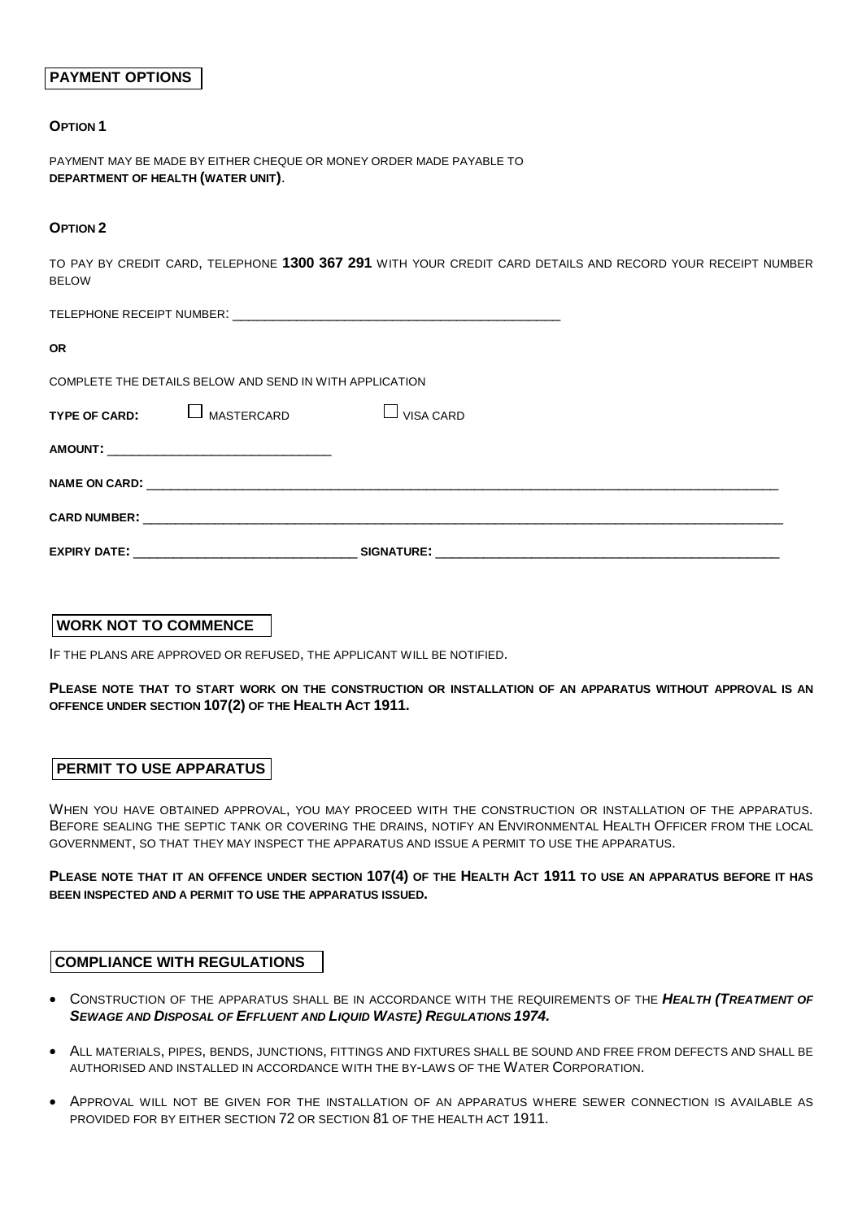## PAYMENT OPTIONS

**OPTION 1**

PAYMENT MAY BE MADE BY EITHER CHEQUE OR MONEY ORDER MADE PAYABLE TO **DEPARTMENT OF HEALTH (WATER UNIT)**.

**OPTION 2**

TO PAY BY CREDIT CARD, TELEPHONE **1300 367 291** WITH YOUR CREDIT CARD DETAILS AND RECORD YOUR RECEIPT NUMBER BELOW

TELEPHONE RECEIPT NUMBER: ______________________________________________

**OR**

COMPLETE THE DETAILS BELOW AND SEND IN WITH APPLICATION

**TYPE OF CARD:** ☐ MASTERCARD ☐ VISA CARD

**AMOUNT:** ______________________________

**NAME ON CARD:** ______________________________________________________________________________________

**CARD NUMBER:** ______________________________________________________________________________________

**EXPIRY DATE:** ______________________________ **SIGNATURE:** ______________________________________________

## WORK NOT TO COMMENCE

IF THE PLANS ARE APPROVED OR REFUSED, THE APPLICANT WILL BE NOTIFIED.

**PLEASE NOTE THAT TO START WORK ON THE CONSTRUCTION OR INSTALLATION OF AN APPARATUS WITHOUT APPROVAL IS AN OFFENCE UNDER SECTION 107(2) OF THE HEALTH ACT 1911.**

## PERMIT TO USE APPARATUS

WHEN YOU HAVE OBTAINED APPROVAL, YOU MAY PROCEED WITH THE CONSTRUCTION OR INSTALLATION OF THE APPARATUS. BEFORE SEALING THE SEPTIC TANK OR COVERING THE DRAINS, NOTIFY AN ENVIRONMENTAL HEALTH OFFICER FROM THE LOCAL GOVERNMENT, SO THAT THEY MAY INSPECT THE APPARATUS AND ISSUE A PERMIT TO USE THE APPARATUS.

**PLEASE NOTE THAT IT AN OFFENCE UNDER SECTION 107(4) OF THE HEALTH ACT 1911 TO USE AN APPARATUS BEFORE IT HAS BEEN INSPECTED AND A PERMIT TO USE THE APPARATUS ISSUED.**

## COMPLIANCE WITH REGULATIONS

- CONSTRUCTION OF THE APPARATUS SHALL BE IN ACCORDANCE WITH THE REQUIREMENTS OF THE ***HEALTH (TREATMENT OF SEWAGE AND DISPOSAL OF EFFLUENT AND LIQUID WASTE) REGULATIONS 1974.***
- ALL MATERIALS, PIPES, BENDS, JUNCTIONS, FITTINGS AND FIXTURES SHALL BE SOUND AND FREE FROM DEFECTS AND SHALL BE AUTHORISED AND INSTALLED IN ACCORDANCE WITH THE BY-LAWS OF THE WATER CORPORATION.
- APPROVAL WILL NOT BE GIVEN FOR THE INSTALLATION OF AN APPARATUS WHERE SEWER CONNECTION IS AVAILABLE AS PROVIDED FOR BY EITHER SECTION 72 OR SECTION 81 OF THE HEALTH ACT 1911.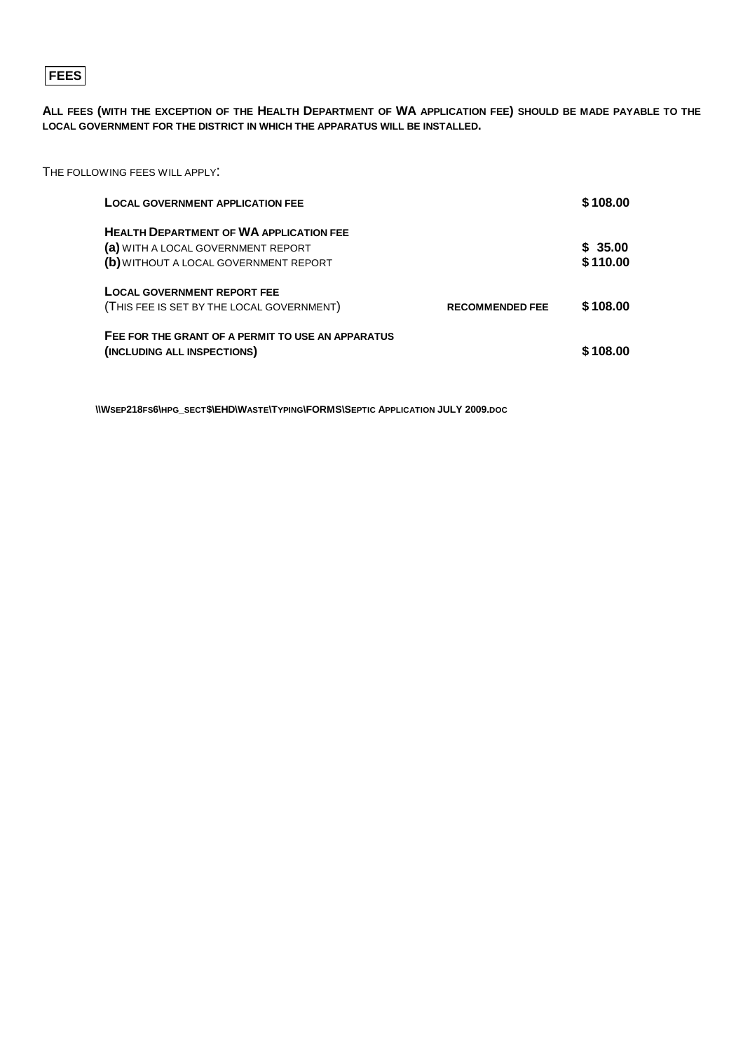## FEES

**ALL FEES (WITH THE EXCEPTION OF THE HEALTH DEPARTMENT OF WA APPLICATION FEE) SHOULD BE MADE PAYABLE TO THE LOCAL GOVERNMENT FOR THE DISTRICT IN WHICH THE APPARATUS WILL BE INSTALLED.**

THE FOLLOWING FEES WILL APPLY:

| | | |
|---|---|---|
| **LOCAL GOVERNMENT APPLICATION FEE** | | **$108.00** |
| **HEALTH DEPARTMENT OF WA APPLICATION FEE** | | |
| **(a)** WITH A LOCAL GOVERNMENT REPORT | | **$ 35.00** |
| **(b)** WITHOUT A LOCAL GOVERNMENT REPORT | | **$110.00** |
| **LOCAL GOVERNMENT REPORT FEE** | | |
| (THIS FEE IS SET BY THE LOCAL GOVERNMENT) | **RECOMMENDED FEE** | **$108.00** |
| **FEE FOR THE GRANT OF A PERMIT TO USE AN APPARATUS** | | |
| **(INCLUDING ALL INSPECTIONS)** | | **$108.00** |

**\\WSEP218FS6\HPG_SECT$\EHD\WASTE\TYPING\FORMS\SEPTIC APPLICATION JULY 2009.DOC**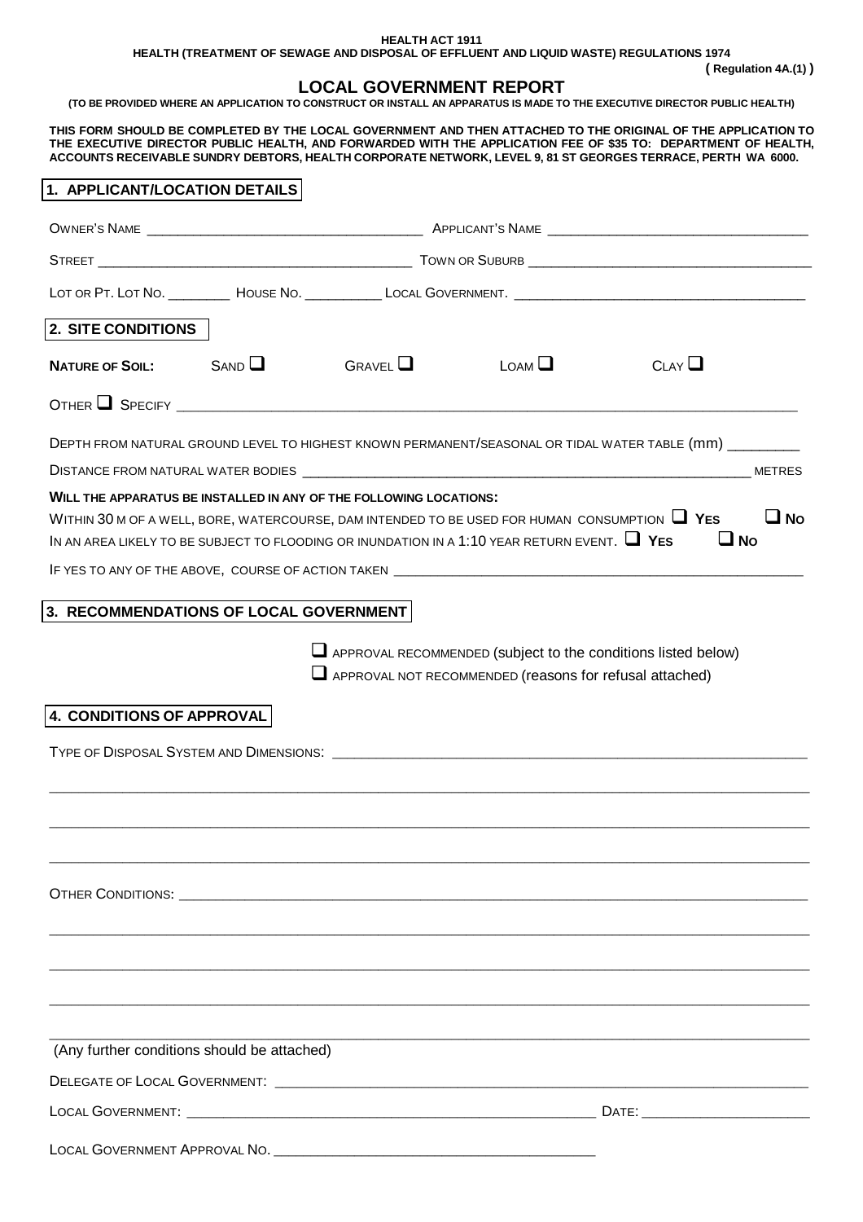**HEALTH ACT 1911**
**HEALTH (TREATMENT OF SEWAGE AND DISPOSAL OF EFFLUENT AND LIQUID WASTE) REGULATIONS 1974**

**( Regulation 4A.(1) )**

# LOCAL GOVERNMENT REPORT

**(TO BE PROVIDED WHERE AN APPLICATION TO CONSTRUCT OR INSTALL AN APPARATUS IS MADE TO THE EXECUTIVE DIRECTOR PUBLIC HEALTH)**

**THIS FORM SHOULD BE COMPLETED BY THE LOCAL GOVERNMENT AND THEN ATTACHED TO THE ORIGINAL OF THE APPLICATION TO THE EXECUTIVE DIRECTOR PUBLIC HEALTH, AND FORWARDED WITH THE APPLICATION FEE OF $35 TO: DEPARTMENT OF HEALTH, ACCOUNTS RECEIVABLE SUNDRY DEBTORS, HEALTH CORPORATE NETWORK, LEVEL 9, 81 ST GEORGES TERRACE, PERTH WA 6000.**

## 1. APPLICANT/LOCATION DETAILS

OWNER'S NAME ________________________________ APPLICANT'S NAME ________________________________

STREET ________________________________ TOWN OR SUBURB ________________________________

LOT OR PT. LOT NO. ________ HOUSE NO. _________ LOCAL GOVERNMENT. ________________________________

## 2. SITE CONDITIONS

**NATURE OF SOIL:** SAND ☐ GRAVEL ☐ LOAM ☐ CLAY ☐

OTHER ☐ SPECIFY ________________________________

DEPTH FROM NATURAL GROUND LEVEL TO HIGHEST KNOWN PERMANENT/SEASONAL OR TIDAL WATER TABLE (mm) ________

DISTANCE FROM NATURAL WATER BODIES ________________________________ METRES

**WILL THE APPARATUS BE INSTALLED IN ANY OF THE FOLLOWING LOCATIONS:**

WITHIN 30 M OF A WELL, BORE, WATERCOURSE, DAM INTENDED TO BE USED FOR HUMAN CONSUMPTION ☐ **YES** ☐ **NO**

IN AN AREA LIKELY TO BE SUBJECT TO FLOODING OR INUNDATION IN A 1:10 YEAR RETURN EVENT. ☐ **YES** ☐ **NO**

IF YES TO ANY OF THE ABOVE, COURSE OF ACTION TAKEN ________________________________

## 3. RECOMMENDATIONS OF LOCAL GOVERNMENT

☐ APPROVAL RECOMMENDED (subject to the conditions listed below)

☐ APPROVAL NOT RECOMMENDED (reasons for refusal attached)

## 4. CONDITIONS OF APPROVAL

TYPE OF DISPOSAL SYSTEM AND DIMENSIONS: ________________________________

________________________________

________________________________

________________________________

OTHER CONDITIONS: ________________________________

________________________________

________________________________

________________________________

________________________________

(Any further conditions should be attached)

DELEGATE OF LOCAL GOVERNMENT: ________________________________

LOCAL GOVERNMENT: ________________________________ DATE: ____________________

LOCAL GOVERNMENT APPROVAL NO. ________________________________